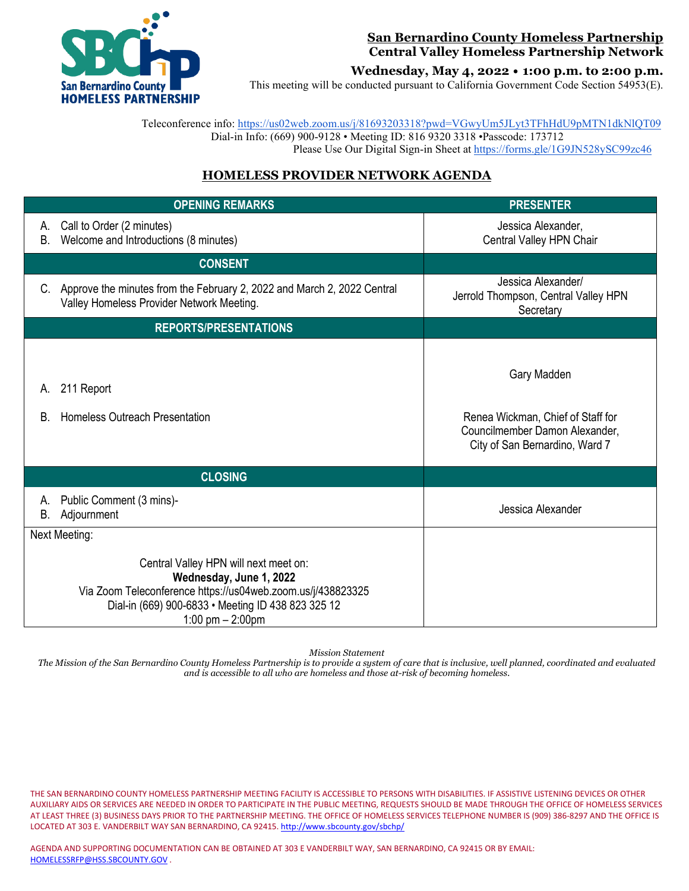**San Bernardino County Homeless Partnership**
**Central Valley Homeless Partnership Network**

**Wednesday, May 4, 2022 • 1:00 p.m. to 2:00 p.m.**

This meeting will be conducted pursuant to California Government Code Section 54953(E).

Teleconference info: https://us02web.zoom.us/j/81693203318?pwd=VGwyUm5JLyt3TFhHdU9pMTN1dkNlQT09
Dial-in Info: (669) 900-9128 • Meeting ID: 816 9320 3318 •Passcode: 173712
Please Use Our Digital Sign-in Sheet at https://forms.gle/1G9JN528ySC99zc46

## HOMELESS PROVIDER NETWORK AGENDA

| OPENING REMARKS | PRESENTER |
|---|---|
| A. Call to Order (2 minutes)<br>B. Welcome and Introductions (8 minutes) | Jessica Alexander, Central Valley HPN Chair |
| **CONSENT** | |
| C. Approve the minutes from the February 2, 2022 and March 2, 2022 Central Valley Homeless Provider Network Meeting. | Jessica Alexander/ Jerrold Thompson, Central Valley HPN Secretary |
| **REPORTS/PRESENTATIONS** | |
| A. 211 Report<br>B. Homeless Outreach Presentation | Gary Madden<br>Renea Wickman, Chief of Staff for Councilmember Damon Alexander, City of San Bernardino, Ward 7 |
| **CLOSING** | |
| A. Public Comment (3 mins)-<br>B. Adjournment | Jessica Alexander |
| Next Meeting:<br>Central Valley HPN will next meet on:<br>**Wednesday, June 1, 2022**<br>Via Zoom Teleconference https://us04web.zoom.us/j/438823325<br>Dial-in (669) 900-6833 • Meeting ID 438 823 325 12<br>1:00 pm – 2:00pm | |

*Mission Statement*
*The Mission of the San Bernardino County Homeless Partnership is to provide a system of care that is inclusive, well planned, coordinated and evaluated and is accessible to all who are homeless and those at-risk of becoming homeless.*

THE SAN BERNARDINO COUNTY HOMELESS PARTNERSHIP MEETING FACILITY IS ACCESSIBLE TO PERSONS WITH DISABILITIES. IF ASSISTIVE LISTENING DEVICES OR OTHER AUXILIARY AIDS OR SERVICES ARE NEEDED IN ORDER TO PARTICIPATE IN THE PUBLIC MEETING, REQUESTS SHOULD BE MADE THROUGH THE OFFICE OF HOMELESS SERVICES AT LEAST THREE (3) BUSINESS DAYS PRIOR TO THE PARTNERSHIP MEETING. THE OFFICE OF HOMELESS SERVICES TELEPHONE NUMBER IS (909) 386-8297 AND THE OFFICE IS LOCATED AT 303 E. VANDERBILT WAY SAN BERNARDINO, CA 92415. http://www.sbcounty.gov/sbchp/

AGENDA AND SUPPORTING DOCUMENTATION CAN BE OBTAINED AT 303 E VANDERBILT WAY, SAN BERNARDINO, CA 92415 OR BY EMAIL: HOMELESSRFP@HSS.SBCOUNTY.GOV .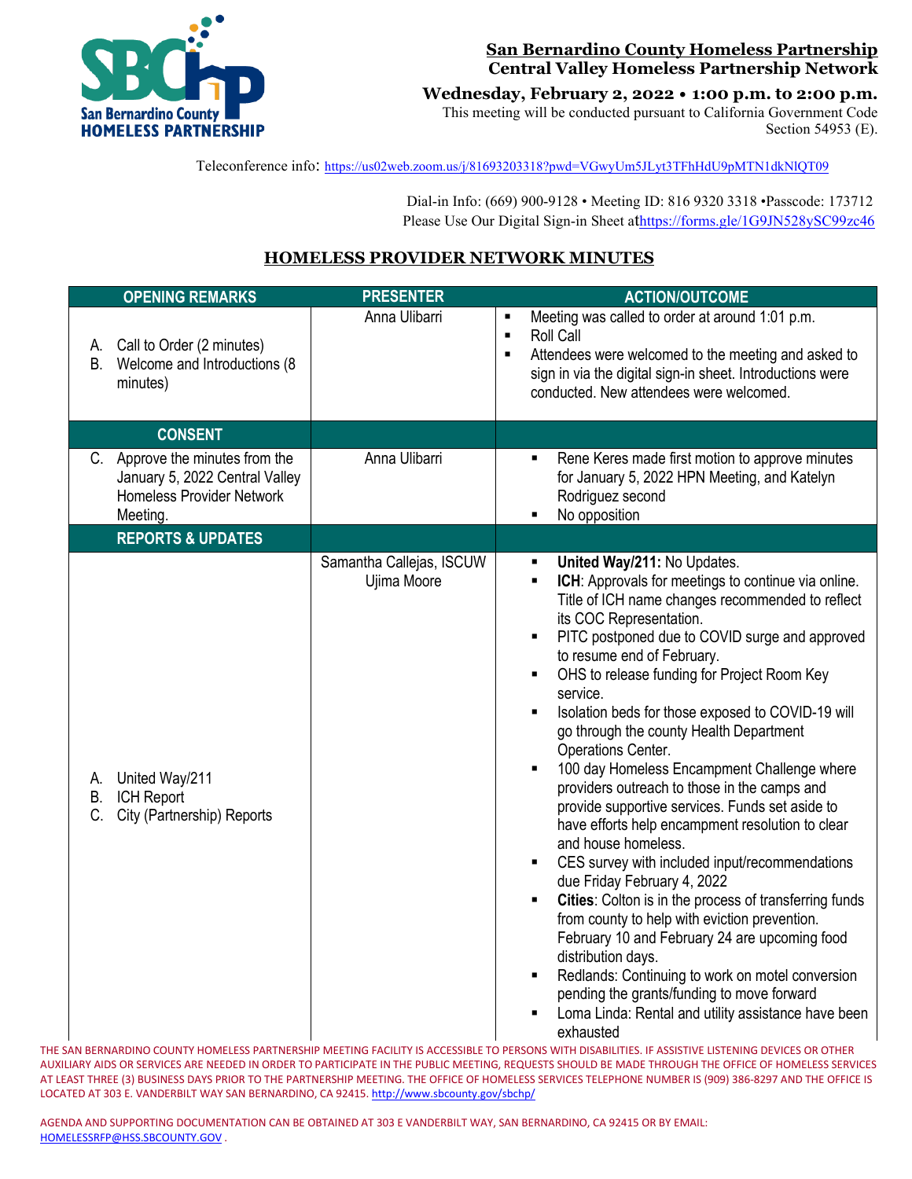**San Bernardino County Homeless Partnership**
**Central Valley Homeless Partnership Network**

**Wednesday, February 2, 2022 • 1:00 p.m. to 2:00 p.m.**

This meeting will be conducted pursuant to California Government Code Section 54953 (E).

Teleconference info: https://us02web.zoom.us/j/81693203318?pwd=VGwyUm5JLyt3TFhHdU9pMTN1dkNlQT09

Dial-in Info: (669) 900-9128 • Meeting ID: 816 9320 3318 •Passcode: 173712
Please Use Our Digital Sign-in Sheet athttps://forms.gle/1G9JN528ySC99zc46

## HOMELESS PROVIDER NETWORK MINUTES

| OPENING REMARKS | PRESENTER | ACTION/OUTCOME |
|---|---|---|
| A. Call to Order (2 minutes)<br>B. Welcome and Introductions (8 minutes) | Anna Ulibarri | ▪ Meeting was called to order at around 1:01 p.m.<br>▪ Roll Call<br>▪ Attendees were welcomed to the meeting and asked to sign in via the digital sign-in sheet. Introductions were conducted. New attendees were welcomed. |
| **CONSENT** | | |
| C. Approve the minutes from the January 5, 2022 Central Valley Homeless Provider Network Meeting. | Anna Ulibarri | ▪ Rene Keres made first motion to approve minutes for January 5, 2022 HPN Meeting, and Katelyn Rodriguez second<br>▪ No opposition |
| **REPORTS & UPDATES** | | |
| A. United Way/211<br>B. ICH Report<br>C. City (Partnership) Reports | Samantha Callejas, ISCUW<br>Ujima Moore | ▪ **United Way/211:** No Updates.<br>▪ **ICH**: Approvals for meetings to continue via online. Title of ICH name changes recommended to reflect its COC Representation.<br>▪ PITC postponed due to COVID surge and approved to resume end of February.<br>▪ OHS to release funding for Project Room Key service.<br>▪ Isolation beds for those exposed to COVID-19 will go through the county Health Department Operations Center.<br>▪ 100 day Homeless Encampment Challenge where providers outreach to those in the camps and provide supportive services. Funds set aside to have efforts help encampment resolution to clear and house homeless.<br>▪ CES survey with included input/recommendations due Friday February 4, 2022<br>▪ **Cities**: Colton is in the process of transferring funds from county to help with eviction prevention. February 10 and February 24 are upcoming food distribution days.<br>▪ Redlands: Continuing to work on motel conversion pending the grants/funding to move forward<br>▪ Loma Linda: Rental and utility assistance have been exhausted |

THE SAN BERNARDINO COUNTY HOMELESS PARTNERSHIP MEETING FACILITY IS ACCESSIBLE TO PERSONS WITH DISABILITIES. IF ASSISTIVE LISTENING DEVICES OR OTHER AUXILIARY AIDS OR SERVICES ARE NEEDED IN ORDER TO PARTICIPATE IN THE PUBLIC MEETING, REQUESTS SHOULD BE MADE THROUGH THE OFFICE OF HOMELESS SERVICES AT LEAST THREE (3) BUSINESS DAYS PRIOR TO THE PARTNERSHIP MEETING. THE OFFICE OF HOMELESS SERVICES TELEPHONE NUMBER IS (909) 386-8297 AND THE OFFICE IS LOCATED AT 303 E. VANDERBILT WAY SAN BERNARDINO, CA 92415. http://www.sbcounty.gov/sbchp/

AGENDA AND SUPPORTING DOCUMENTATION CAN BE OBTAINED AT 303 E VANDERBILT WAY, SAN BERNARDINO, CA 92415 OR BY EMAIL: HOMELESSRFP@HSS.SBCOUNTY.GOV .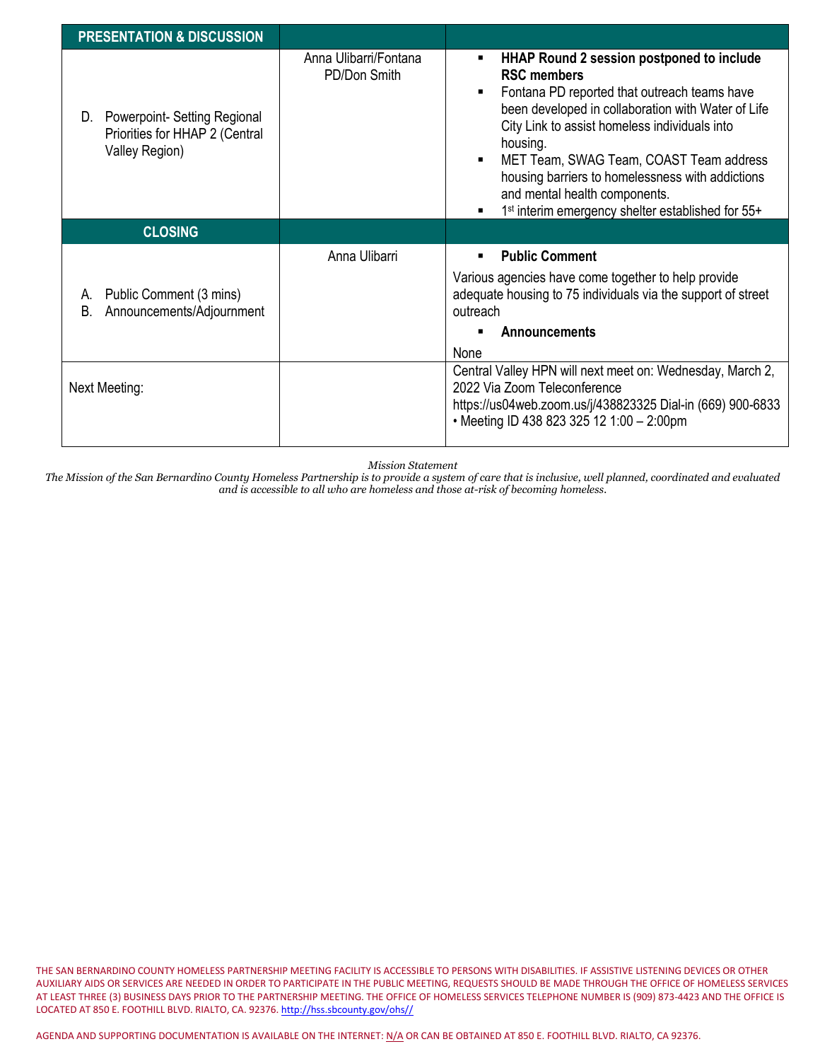| PRESENTATION & DISCUSSION | | |
|---|---|---|
| D. Powerpoint- Setting Regional Priorities for HHAP 2 (Central Valley Region) | Anna Ulibarri/Fontana PD/Don Smith | ▪ **HHAP Round 2 session postponed to include RSC members**<br>▪ Fontana PD reported that outreach teams have been developed in collaboration with Water of Life City Link to assist homeless individuals into housing.<br>▪ MET Team, SWAG Team, COAST Team address housing barriers to homelessness with addictions and mental health components.<br>▪ 1st interim emergency shelter established for 55+ |
| **CLOSING** | | |
| A. Public Comment (3 mins)<br>B. Announcements/Adjournment | Anna Ulibarri | ▪ **Public Comment**<br>Various agencies have come together to help provide adequate housing to 75 individuals via the support of street outreach<br>▪ **Announcements**<br>None |
| Next Meeting: | | Central Valley HPN will next meet on: Wednesday, March 2, 2022 Via Zoom Teleconference https://us04web.zoom.us/j/438823325 Dial-in (669) 900-6833 • Meeting ID 438 823 325 12 1:00 – 2:00pm |

*Mission Statement*
*The Mission of the San Bernardino County Homeless Partnership is to provide a system of care that is inclusive, well planned, coordinated and evaluated and is accessible to all who are homeless and those at-risk of becoming homeless.*

THE SAN BERNARDINO COUNTY HOMELESS PARTNERSHIP MEETING FACILITY IS ACCESSIBLE TO PERSONS WITH DISABILITIES. IF ASSISTIVE LISTENING DEVICES OR OTHER AUXILIARY AIDS OR SERVICES ARE NEEDED IN ORDER TO PARTICIPATE IN THE PUBLIC MEETING, REQUESTS SHOULD BE MADE THROUGH THE OFFICE OF HOMELESS SERVICES AT LEAST THREE (3) BUSINESS DAYS PRIOR TO THE PARTNERSHIP MEETING. THE OFFICE OF HOMELESS SERVICES TELEPHONE NUMBER IS (909) 873-4423 AND THE OFFICE IS LOCATED AT 850 E. FOOTHILL BLVD. RIALTO, CA. 92376. http://hss.sbcounty.gov/ohs//

AGENDA AND SUPPORTING DOCUMENTATION IS AVAILABLE ON THE INTERNET: N/A OR CAN BE OBTAINED AT 850 E. FOOTHILL BLVD. RIALTO, CA 92376.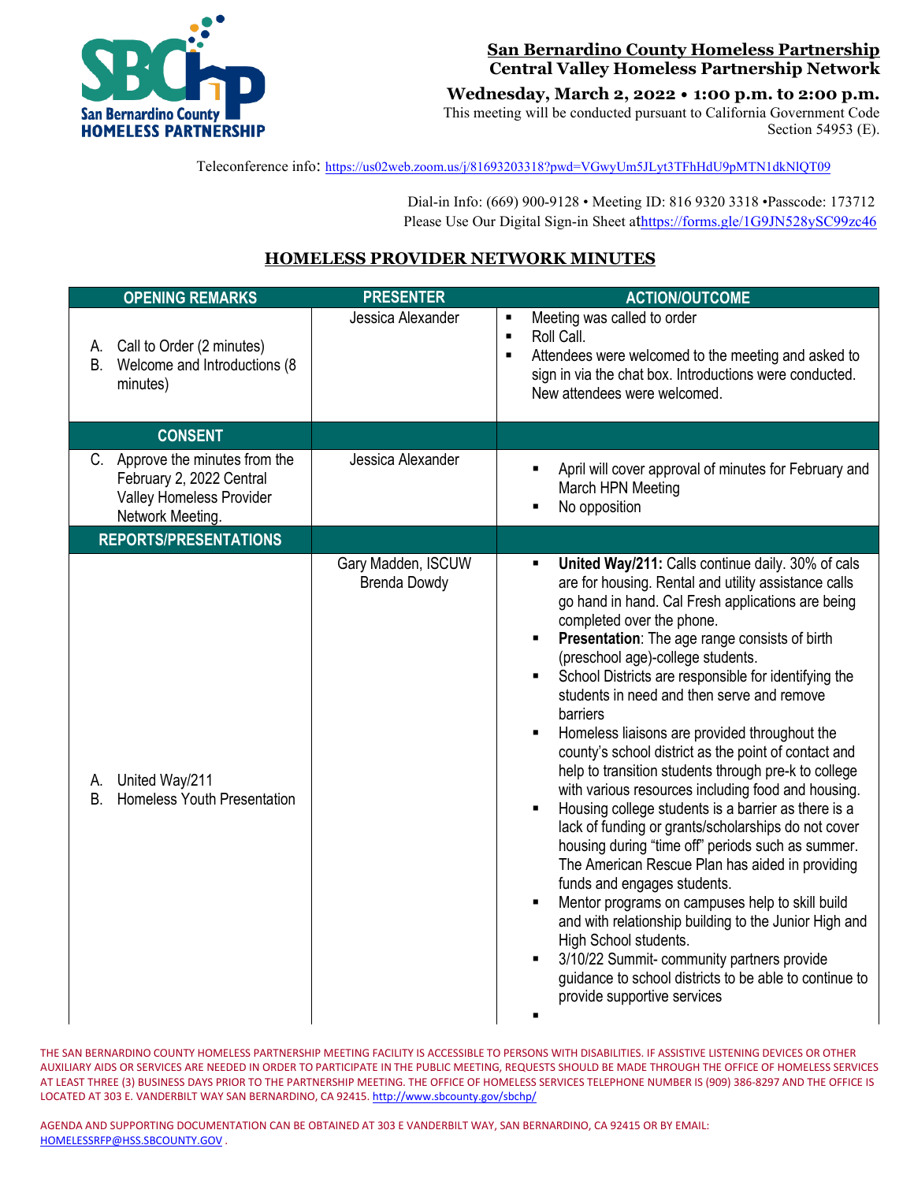San Bernardino County Homeless Partnership
**Central Valley Homeless Partnership Network**

**Wednesday, March 2, 2022 • 1:00 p.m. to 2:00 p.m.**

This meeting will be conducted pursuant to California Government Code Section 54953 (E).

Teleconference info: https://us02web.zoom.us/j/81693203318?pwd=VGwyUm5JLyt3TFhHdU9pMTN1dkNlQT09

Dial-in Info: (669) 900-9128 • Meeting ID: 816 9320 3318 •Passcode: 173712
Please Use Our Digital Sign-in Sheet at https://forms.gle/1G9JN528ySC99zc46

## HOMELESS PROVIDER NETWORK MINUTES

| OPENING REMARKS | PRESENTER | ACTION/OUTCOME |
|---|---|---|
| A. Call to Order (2 minutes)<br>B. Welcome and Introductions (8 minutes) | Jessica Alexander | ▪ Meeting was called to order<br>▪ Roll Call.<br>▪ Attendees were welcomed to the meeting and asked to sign in via the chat box. Introductions were conducted. New attendees were welcomed. |
| **CONSENT** | | |
| C. Approve the minutes from the February 2, 2022 Central Valley Homeless Provider Network Meeting. | Jessica Alexander | ▪ April will cover approval of minutes for February and March HPN Meeting<br>▪ No opposition |
| **REPORTS/PRESENTATIONS** | | |
| A. United Way/211<br>B. Homeless Youth Presentation | Gary Madden, ISCUW<br>Brenda Dowdy | ▪ **United Way/211:** Calls continue daily. 30% of cals are for housing. Rental and utility assistance calls go hand in hand. Cal Fresh applications are being completed over the phone.<br>▪ **Presentation**: The age range consists of birth (preschool age)-college students.<br>▪ School Districts are responsible for identifying the students in need and then serve and remove barriers<br>▪ Homeless liaisons are provided throughout the county's school district as the point of contact and help to transition students through pre-k to college with various resources including food and housing.<br>▪ Housing college students is a barrier as there is a lack of funding or grants/scholarships do not cover housing during "time off" periods such as summer. The American Rescue Plan has aided in providing funds and engages students.<br>▪ Mentor programs on campuses help to skill build and with relationship building to the Junior High and High School students.<br>▪ 3/10/22 Summit- community partners provide guidance to school districts to be able to continue to provide supportive services<br>▪ |

THE SAN BERNARDINO COUNTY HOMELESS PARTNERSHIP MEETING FACILITY IS ACCESSIBLE TO PERSONS WITH DISABILITIES. IF ASSISTIVE LISTENING DEVICES OR OTHER AUXILIARY AIDS OR SERVICES ARE NEEDED IN ORDER TO PARTICIPATE IN THE PUBLIC MEETING, REQUESTS SHOULD BE MADE THROUGH THE OFFICE OF HOMELESS SERVICES AT LEAST THREE (3) BUSINESS DAYS PRIOR TO THE PARTNERSHIP MEETING. THE OFFICE OF HOMELESS SERVICES TELEPHONE NUMBER IS (909) 386-8297 AND THE OFFICE IS LOCATED AT 303 E. VANDERBILT WAY SAN BERNARDINO, CA 92415. http://www.sbcounty.gov/sbchp/

AGENDA AND SUPPORTING DOCUMENTATION CAN BE OBTAINED AT 303 E VANDERBILT WAY, SAN BERNARDINO, CA 92415 OR BY EMAIL: HOMELESSRFP@HSS.SBCOUNTY.GOV .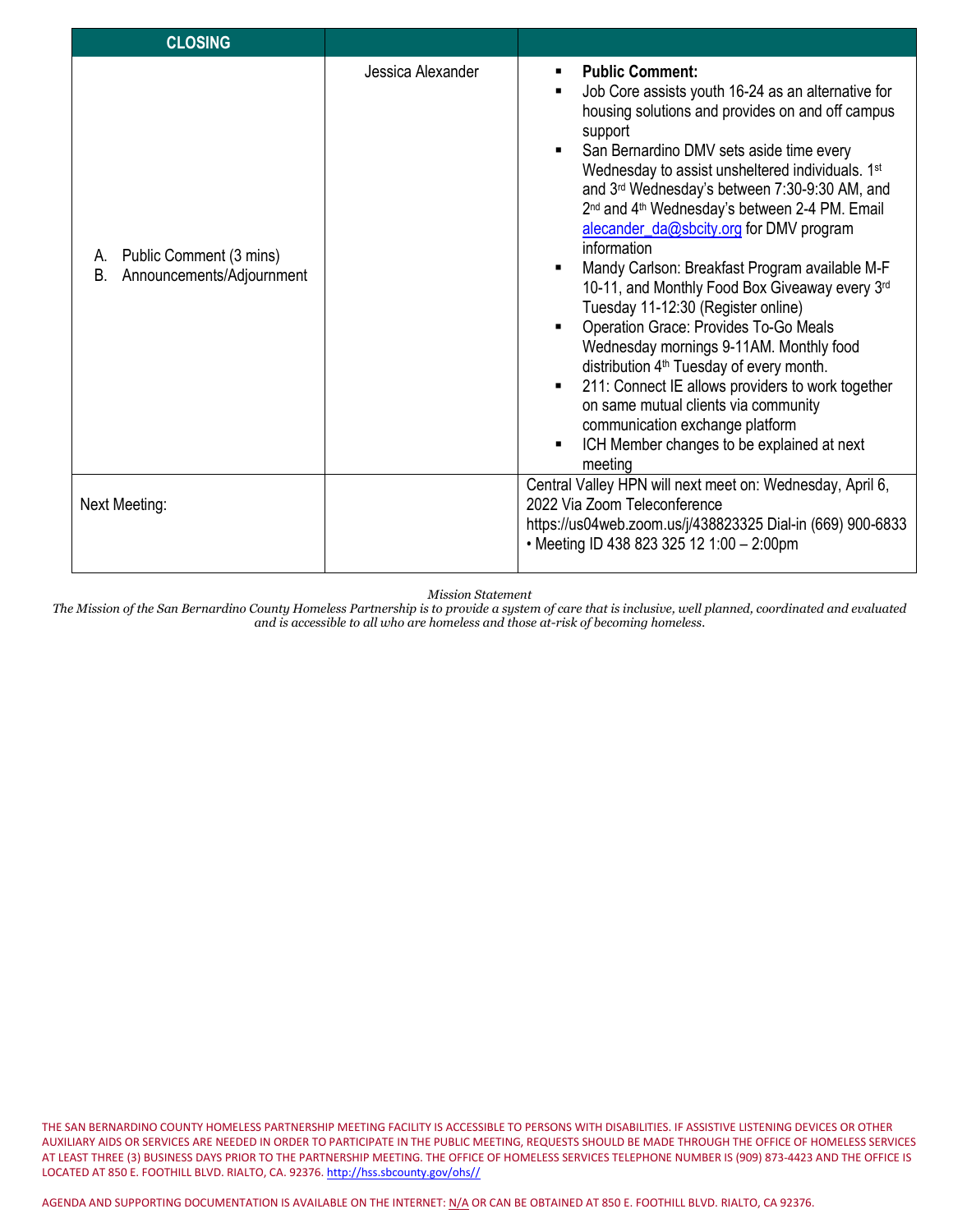| CLOSING | | |
|---|---|---|
| A. Public Comment (3 mins)<br>B. Announcements/Adjournment | Jessica Alexander | ▪ **Public Comment:**<br>▪ Job Core assists youth 16-24 as an alternative for housing solutions and provides on and off campus support<br>▪ San Bernardino DMV sets aside time every Wednesday to assist unsheltered individuals. 1st and 3rd Wednesday's between 7:30-9:30 AM, and 2nd and 4th Wednesday's between 2-4 PM. Email alecander_da@sbcity.org for DMV program information<br>▪ Mandy Carlson: Breakfast Program available M-F 10-11, and Monthly Food Box Giveaway every 3rd Tuesday 11-12:30 (Register online)<br>▪ Operation Grace: Provides To-Go Meals Wednesday mornings 9-11AM. Monthly food distribution 4th Tuesday of every month.<br>▪ 211: Connect IE allows providers to work together on same mutual clients via community communication exchange platform<br>▪ ICH Member changes to be explained at next meeting |
| Next Meeting: | | Central Valley HPN will next meet on: Wednesday, April 6, 2022 Via Zoom Teleconference https://us04web.zoom.us/j/438823325 Dial-in (669) 900-6833 • Meeting ID 438 823 325 12 1:00 – 2:00pm |

*Mission Statement*

*The Mission of the San Bernardino County Homeless Partnership is to provide a system of care that is inclusive, well planned, coordinated and evaluated and is accessible to all who are homeless and those at-risk of becoming homeless.*

THE SAN BERNARDINO COUNTY HOMELESS PARTNERSHIP MEETING FACILITY IS ACCESSIBLE TO PERSONS WITH DISABILITIES. IF ASSISTIVE LISTENING DEVICES OR OTHER AUXILIARY AIDS OR SERVICES ARE NEEDED IN ORDER TO PARTICIPATE IN THE PUBLIC MEETING, REQUESTS SHOULD BE MADE THROUGH THE OFFICE OF HOMELESS SERVICES AT LEAST THREE (3) BUSINESS DAYS PRIOR TO THE PARTNERSHIP MEETING. THE OFFICE OF HOMELESS SERVICES TELEPHONE NUMBER IS (909) 873-4423 AND THE OFFICE IS LOCATED AT 850 E. FOOTHILL BLVD. RIALTO, CA. 92376. http://hss.sbcounty.gov/ohs//

AGENDA AND SUPPORTING DOCUMENTATION IS AVAILABLE ON THE INTERNET: N/A OR CAN BE OBTAINED AT 850 E. FOOTHILL BLVD. RIALTO, CA 92376.